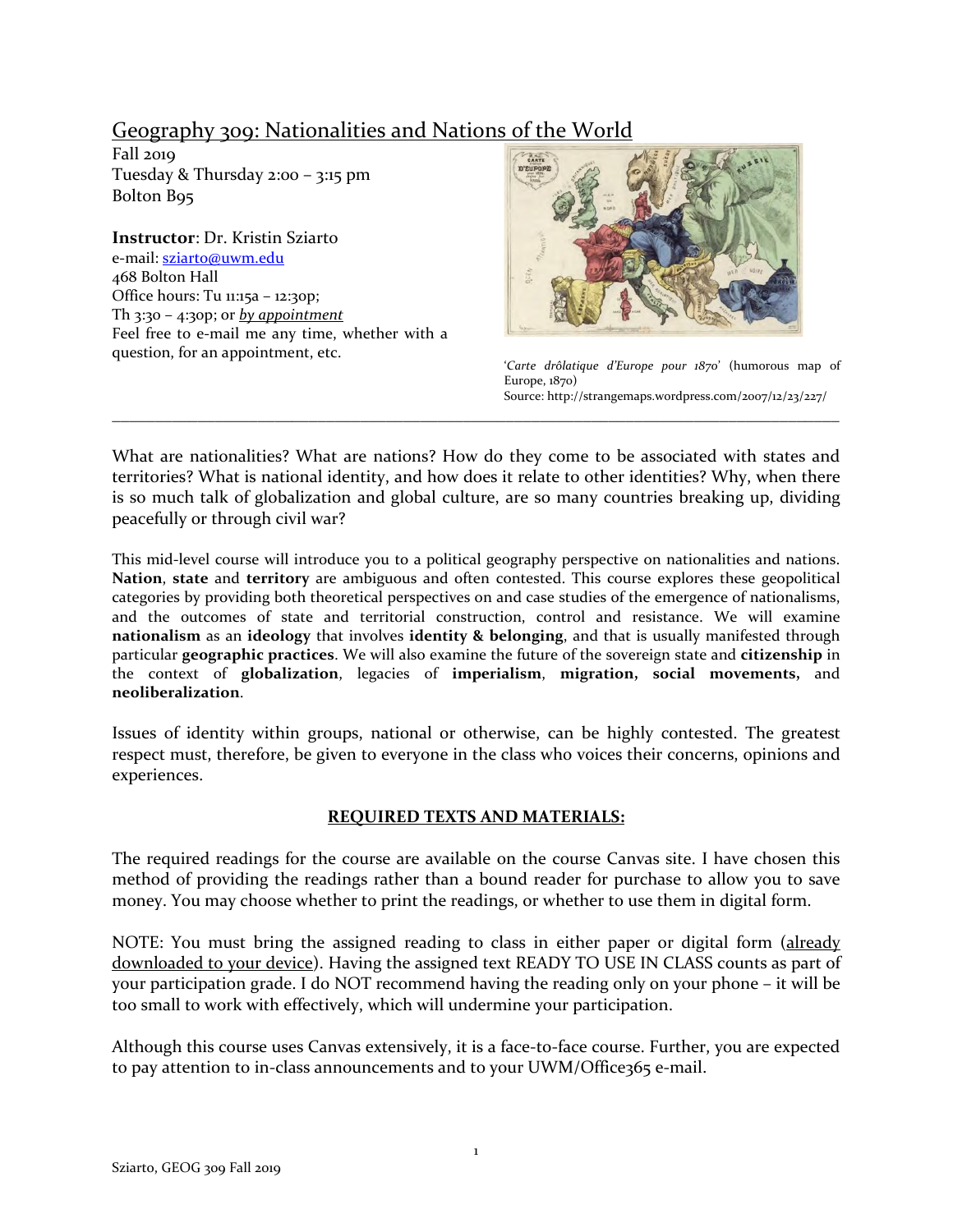# Geography 309: Nationalities and Nations of the World

Fall 2019
Tuesday & Thursday 2:00 – 3:15 pm
Bolton B95

**Instructor**: Dr. Kristin Sziarto
e-mail: sziarto@uwm.edu
468 Bolton Hall
Office hours: Tu 11:15a – 12:30p;
Th 3:30 – 4:30p; or *by appointment*
Feel free to e-mail me any time, whether with a question, for an appointment, etc.

'*Carte drôlatique d'Europe pour 1870*' (humorous map of Europe, 1870)
Source: http://strangemaps.wordpress.com/2007/12/23/227/

---

What are nationalities? What are nations? How do they come to be associated with states and territories? What is national identity, and how does it relate to other identities? Why, when there is so much talk of globalization and global culture, are so many countries breaking up, dividing peacefully or through civil war?

This mid-level course will introduce you to a political geography perspective on nationalities and nations. **Nation**, **state** and **territory** are ambiguous and often contested. This course explores these geopolitical categories by providing both theoretical perspectives on and case studies of the emergence of nationalisms, and the outcomes of state and territorial construction, control and resistance. We will examine **nationalism** as an **ideology** that involves **identity & belonging**, and that is usually manifested through particular **geographic practices**. We will also examine the future of the sovereign state and **citizenship** in the context of **globalization**, legacies of **imperialism**, **migration, social movements,** and **neoliberalization**.

Issues of identity within groups, national or otherwise, can be highly contested. The greatest respect must, therefore, be given to everyone in the class who voices their concerns, opinions and experiences.

## REQUIRED TEXTS AND MATERIALS:

The required readings for the course are available on the course Canvas site. I have chosen this method of providing the readings rather than a bound reader for purchase to allow you to save money. You may choose whether to print the readings, or whether to use them in digital form.

NOTE: You must bring the assigned reading to class in either paper or digital form (already downloaded to your device). Having the assigned text READY TO USE IN CLASS counts as part of your participation grade. I do NOT recommend having the reading only on your phone – it will be too small to work with effectively, which will undermine your participation.

Although this course uses Canvas extensively, it is a face-to-face course. Further, you are expected to pay attention to in-class announcements and to your UWM/Office365 e-mail.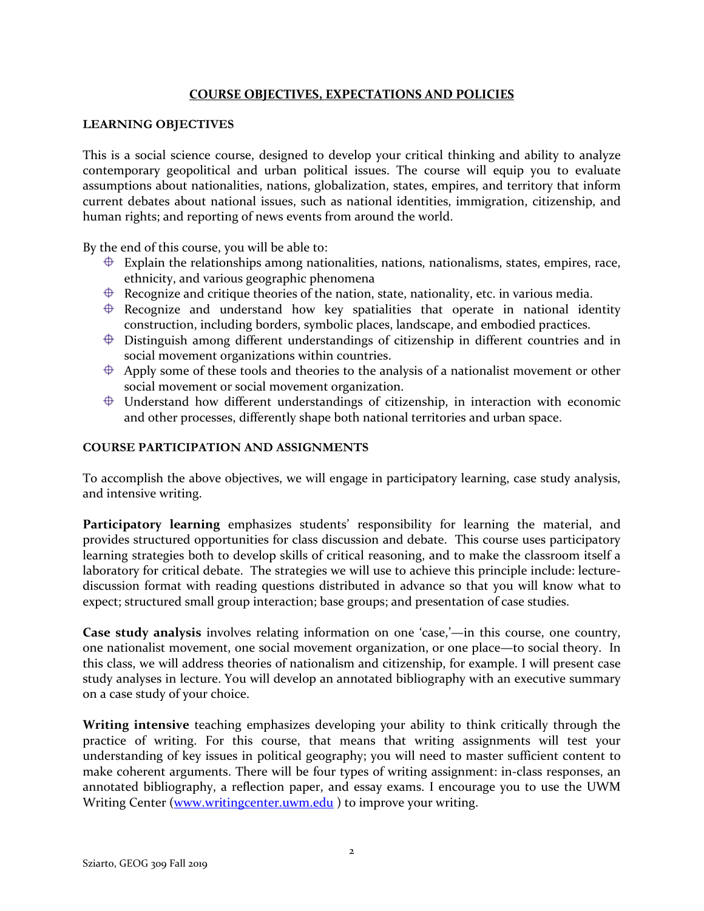## COURSE OBJECTIVES, EXPECTATIONS AND POLICIES

### LEARNING OBJECTIVES

This is a social science course, designed to develop your critical thinking and ability to analyze contemporary geopolitical and urban political issues. The course will equip you to evaluate assumptions about nationalities, nations, globalization, states, empires, and territory that inform current debates about national issues, such as national identities, immigration, citizenship, and human rights; and reporting of news events from around the world.

By the end of this course, you will be able to:

- Explain the relationships among nationalities, nations, nationalisms, states, empires, race, ethnicity, and various geographic phenomena
- Recognize and critique theories of the nation, state, nationality, etc. in various media.
- Recognize and understand how key spatialities that operate in national identity construction, including borders, symbolic places, landscape, and embodied practices.
- Distinguish among different understandings of citizenship in different countries and in social movement organizations within countries.
- Apply some of these tools and theories to the analysis of a nationalist movement or other social movement or social movement organization.
- Understand how different understandings of citizenship, in interaction with economic and other processes, differently shape both national territories and urban space.

### COURSE PARTICIPATION AND ASSIGNMENTS

To accomplish the above objectives, we will engage in participatory learning, case study analysis, and intensive writing.

**Participatory learning** emphasizes students' responsibility for learning the material, and provides structured opportunities for class discussion and debate. This course uses participatory learning strategies both to develop skills of critical reasoning, and to make the classroom itself a laboratory for critical debate. The strategies we will use to achieve this principle include: lecture-discussion format with reading questions distributed in advance so that you will know what to expect; structured small group interaction; base groups; and presentation of case studies.

**Case study analysis** involves relating information on one 'case,'—in this course, one country, one nationalist movement, one social movement organization, or one place—to social theory. In this class, we will address theories of nationalism and citizenship, for example. I will present case study analyses in lecture. You will develop an annotated bibliography with an executive summary on a case study of your choice.

**Writing intensive** teaching emphasizes developing your ability to think critically through the practice of writing. For this course, that means that writing assignments will test your understanding of key issues in political geography; you will need to master sufficient content to make coherent arguments. There will be four types of writing assignment: in-class responses, an annotated bibliography, a reflection paper, and essay exams. I encourage you to use the UWM Writing Center (www.writingcenter.uwm.edu ) to improve your writing.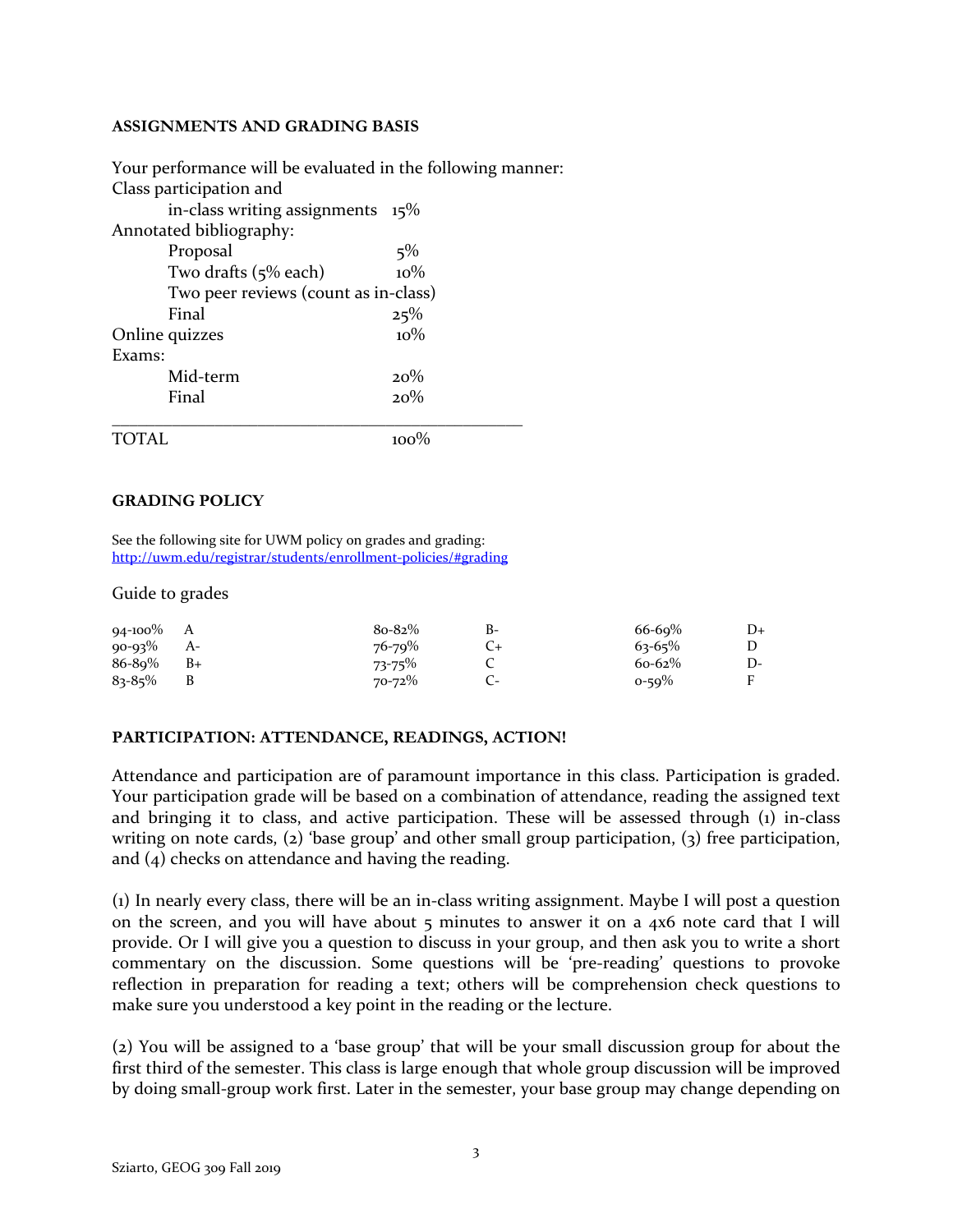**ASSIGNMENTS AND GRADING BASIS**

Your performance will be evaluated in the following manner:

| | |
|---|---|
| Class participation and in-class writing assignments | 15% |
| Annotated bibliography: | |
| Proposal | 5% |
| Two drafts (5% each) | 10% |
| Two peer reviews (count as in-class) | |
| Final | 25% |
| Online quizzes | 10% |
| Exams: | |
| Mid-term | 20% |
| Final | 20% |
| TOTAL | 100% |

**GRADING POLICY**

See the following site for UWM policy on grades and grading: http://uwm.edu/registrar/students/enrollment-policies/#grading

Guide to grades

| | | | | | |
|---|---|---|---|---|---|
| 94-100% | A | 80-82% | B- | 66-69% | D+ |
| 90-93% | A- | 76-79% | C+ | 63-65% | D |
| 86-89% | B+ | 73-75% | C | 60-62% | D- |
| 83-85% | B | 70-72% | C- | 0-59% | F |

**PARTICIPATION: ATTENDANCE, READINGS, ACTION!**

Attendance and participation are of paramount importance in this class. Participation is graded. Your participation grade will be based on a combination of attendance, reading the assigned text and bringing it to class, and active participation. These will be assessed through (1) in-class writing on note cards, (2) 'base group' and other small group participation, (3) free participation, and (4) checks on attendance and having the reading.

(1) In nearly every class, there will be an in-class writing assignment. Maybe I will post a question on the screen, and you will have about 5 minutes to answer it on a 4x6 note card that I will provide. Or I will give you a question to discuss in your group, and then ask you to write a short commentary on the discussion. Some questions will be 'pre-reading' questions to provoke reflection in preparation for reading a text; others will be comprehension check questions to make sure you understood a key point in the reading or the lecture.

(2) You will be assigned to a 'base group' that will be your small discussion group for about the first third of the semester. This class is large enough that whole group discussion will be improved by doing small-group work first. Later in the semester, your base group may change depending on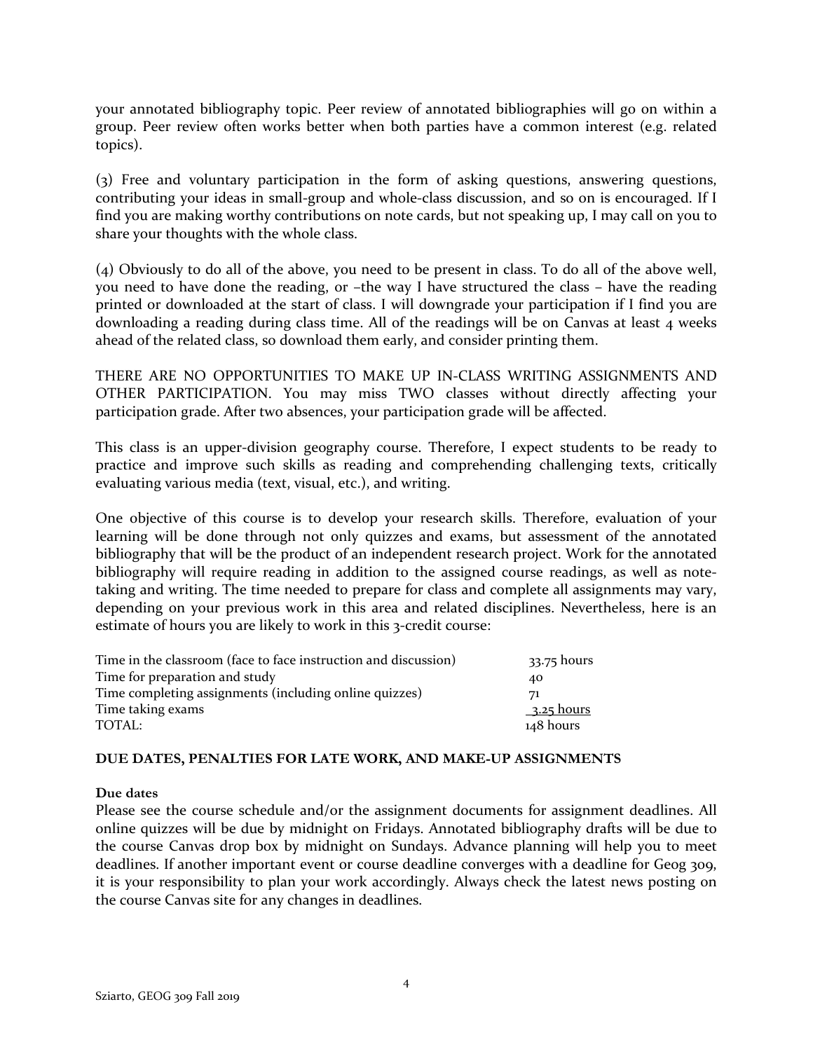your annotated bibliography topic. Peer review of annotated bibliographies will go on within a group. Peer review often works better when both parties have a common interest (e.g. related topics).

(3) Free and voluntary participation in the form of asking questions, answering questions, contributing your ideas in small-group and whole-class discussion, and so on is encouraged. If I find you are making worthy contributions on note cards, but not speaking up, I may call on you to share your thoughts with the whole class.

(4) Obviously to do all of the above, you need to be present in class. To do all of the above well, you need to have done the reading, or –the way I have structured the class – have the reading printed or downloaded at the start of class. I will downgrade your participation if I find you are downloading a reading during class time. All of the readings will be on Canvas at least 4 weeks ahead of the related class, so download them early, and consider printing them.

THERE ARE NO OPPORTUNITIES TO MAKE UP IN-CLASS WRITING ASSIGNMENTS AND OTHER PARTICIPATION. You may miss TWO classes without directly affecting your participation grade. After two absences, your participation grade will be affected.

This class is an upper-division geography course. Therefore, I expect students to be ready to practice and improve such skills as reading and comprehending challenging texts, critically evaluating various media (text, visual, etc.), and writing.

One objective of this course is to develop your research skills. Therefore, evaluation of your learning will be done through not only quizzes and exams, but assessment of the annotated bibliography that will be the product of an independent research project. Work for the annotated bibliography will require reading in addition to the assigned course readings, as well as note-taking and writing. The time needed to prepare for class and complete all assignments may vary, depending on your previous work in this area and related disciplines. Nevertheless, here is an estimate of hours you are likely to work in this 3-credit course:

| | |
|---|---|
| Time in the classroom (face to face instruction and discussion) | 33.75 hours |
| Time for preparation and study | 40 |
| Time completing assignments (including online quizzes) | 71 |
| Time taking exams | 3.25 hours |
| TOTAL: | 148 hours |

**DUE DATES, PENALTIES FOR LATE WORK, AND MAKE-UP ASSIGNMENTS**

**Due dates**

Please see the course schedule and/or the assignment documents for assignment deadlines. All online quizzes will be due by midnight on Fridays. Annotated bibliography drafts will be due to the course Canvas drop box by midnight on Sundays. Advance planning will help you to meet deadlines. If another important event or course deadline converges with a deadline for Geog 309, it is your responsibility to plan your work accordingly. Always check the latest news posting on the course Canvas site for any changes in deadlines.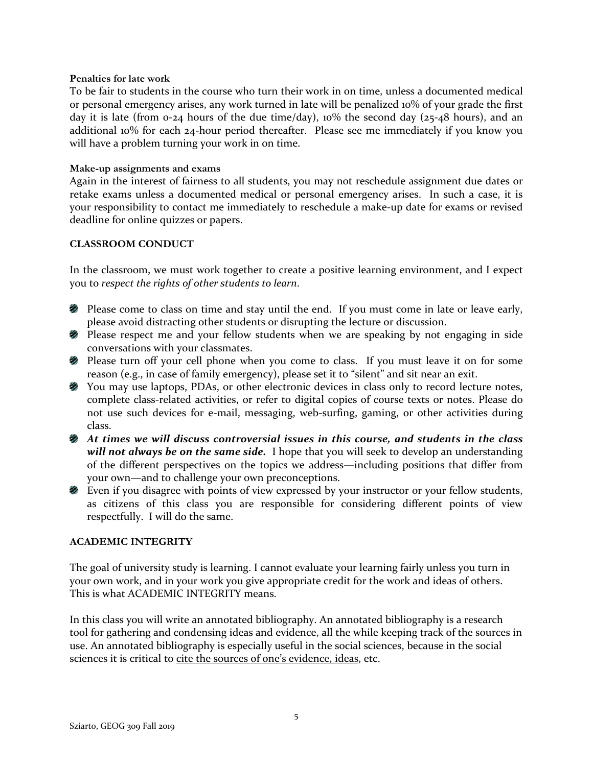**Penalties for late work**

To be fair to students in the course who turn their work in on time, unless a documented medical or personal emergency arises, any work turned in late will be penalized 10% of your grade the first day it is late (from 0-24 hours of the due time/day), 10% the second day (25-48 hours), and an additional 10% for each 24-hour period thereafter. Please see me immediately if you know you will have a problem turning your work in on time.

**Make-up assignments and exams**

Again in the interest of fairness to all students, you may not reschedule assignment due dates or retake exams unless a documented medical or personal emergency arises. In such a case, it is your responsibility to contact me immediately to reschedule a make-up date for exams or revised deadline for online quizzes or papers.

## CLASSROOM CONDUCT

In the classroom, we must work together to create a positive learning environment, and I expect you to *respect the rights of other students to learn*.

- Please come to class on time and stay until the end. If you must come in late or leave early, please avoid distracting other students or disrupting the lecture or discussion.
- Please respect me and your fellow students when we are speaking by not engaging in side conversations with your classmates.
- Please turn off your cell phone when you come to class. If you must leave it on for some reason (e.g., in case of family emergency), please set it to "silent" and sit near an exit.
- You may use laptops, PDAs, or other electronic devices in class only to record lecture notes, complete class-related activities, or refer to digital copies of course texts or notes. Please do not use such devices for e-mail, messaging, web-surfing, gaming, or other activities during class.
- ***At times we will discuss controversial issues in this course, and students in the class will not always be on the same side.*** I hope that you will seek to develop an understanding of the different perspectives on the topics we address—including positions that differ from your own—and to challenge your own preconceptions.
- Even if you disagree with points of view expressed by your instructor or your fellow students, as citizens of this class you are responsible for considering different points of view respectfully. I will do the same.

## ACADEMIC INTEGRITY

The goal of university study is learning. I cannot evaluate your learning fairly unless you turn in your own work, and in your work you give appropriate credit for the work and ideas of others. This is what ACADEMIC INTEGRITY means.

In this class you will write an annotated bibliography. An annotated bibliography is a research tool for gathering and condensing ideas and evidence, all the while keeping track of the sources in use. An annotated bibliography is especially useful in the social sciences, because in the social sciences it is critical to <u>cite the sources of one's evidence, ideas</u>, etc.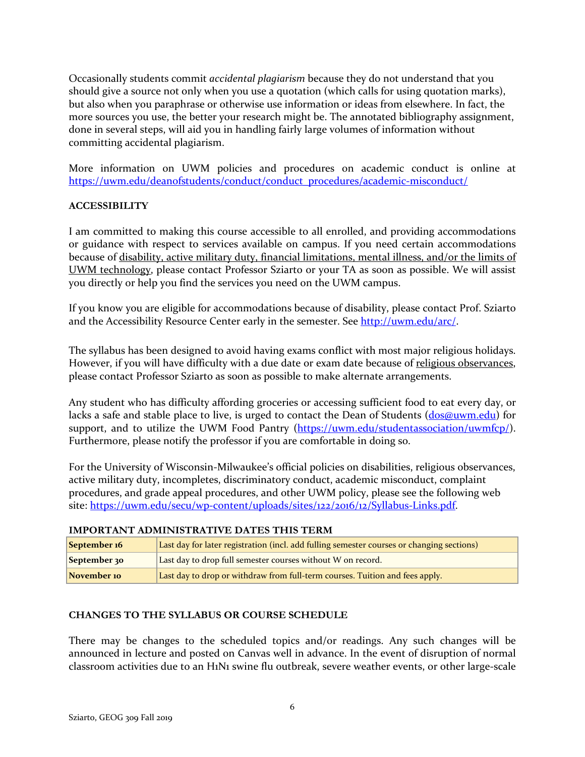Occasionally students commit *accidental plagiarism* because they do not understand that you should give a source not only when you use a quotation (which calls for using quotation marks), but also when you paraphrase or otherwise use information or ideas from elsewhere. In fact, the more sources you use, the better your research might be. The annotated bibliography assignment, done in several steps, will aid you in handling fairly large volumes of information without committing accidental plagiarism.

More information on UWM policies and procedures on academic conduct is online at https://uwm.edu/deanofstudents/conduct/conduct_procedures/academic-misconduct/

**ACCESSIBILITY**

I am committed to making this course accessible to all enrolled, and providing accommodations or guidance with respect to services available on campus. If you need certain accommodations because of disability, active military duty, financial limitations, mental illness, and/or the limits of UWM technology, please contact Professor Sziarto or your TA as soon as possible. We will assist you directly or help you find the services you need on the UWM campus.

If you know you are eligible for accommodations because of disability, please contact Prof. Sziarto and the Accessibility Resource Center early in the semester. See http://uwm.edu/arc/.

The syllabus has been designed to avoid having exams conflict with most major religious holidays. However, if you will have difficulty with a due date or exam date because of religious observances, please contact Professor Sziarto as soon as possible to make alternate arrangements.

Any student who has difficulty affording groceries or accessing sufficient food to eat every day, or lacks a safe and stable place to live, is urged to contact the Dean of Students (dos@uwm.edu) for support, and to utilize the UWM Food Pantry (https://uwm.edu/studentassociation/uwmfcp/). Furthermore, please notify the professor if you are comfortable in doing so.

For the University of Wisconsin-Milwaukee's official policies on disabilities, religious observances, active military duty, incompletes, discriminatory conduct, academic misconduct, complaint procedures, and grade appeal procedures, and other UWM policy, please see the following web site: https://uwm.edu/secu/wp-content/uploads/sites/122/2016/12/Syllabus-Links.pdf.

**IMPORTANT ADMINISTRATIVE DATES THIS TERM**

| | |
|---|---|
| **September 16** | Last day for later registration (incl. add fulling semester courses or changing sections) |
| **September 30** | Last day to drop full semester courses without W on record. |
| **November 10** | Last day to drop or withdraw from full-term courses. Tuition and fees apply. |

**CHANGES TO THE SYLLABUS OR COURSE SCHEDULE**

There may be changes to the scheduled topics and/or readings. Any such changes will be announced in lecture and posted on Canvas well in advance. In the event of disruption of normal classroom activities due to an H1N1 swine flu outbreak, severe weather events, or other large-scale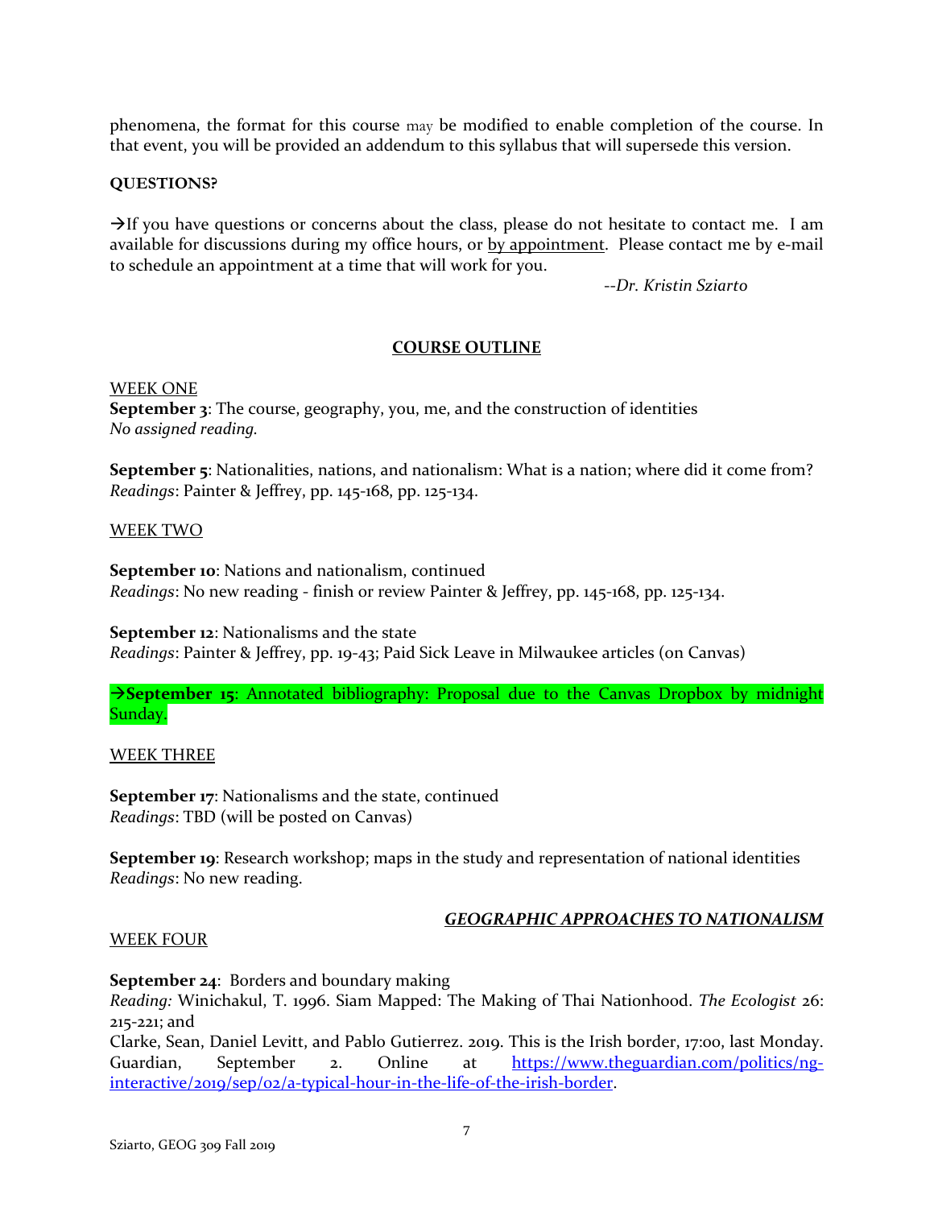phenomena, the format for this course may be modified to enable completion of the course. In that event, you will be provided an addendum to this syllabus that will supersede this version.

**QUESTIONS?**

→If you have questions or concerns about the class, please do not hesitate to contact me. I am available for discussions during my office hours, or by appointment. Please contact me by e-mail to schedule an appointment at a time that will work for you.

*--Dr. Kristin Sziarto*

## COURSE OUTLINE

WEEK ONE

**September 3**: The course, geography, you, me, and the construction of identities
*No assigned reading.*

**September 5**: Nationalities, nations, and nationalism: What is a nation; where did it come from?
*Readings*: Painter & Jeffrey, pp. 145-168, pp. 125-134.

WEEK TWO

**September 10**: Nations and nationalism, continued
*Readings*: No new reading - finish or review Painter & Jeffrey, pp. 145-168, pp. 125-134.

**September 12**: Nationalisms and the state
*Readings*: Painter & Jeffrey, pp. 19-43; Paid Sick Leave in Milwaukee articles (on Canvas)

→**September 15**: Annotated bibliography: Proposal due to the Canvas Dropbox by midnight Sunday.

WEEK THREE

**September 17**: Nationalisms and the state, continued
*Readings*: TBD (will be posted on Canvas)

**September 19**: Research workshop; maps in the study and representation of national identities
*Readings*: No new reading.

***GEOGRAPHIC APPROACHES TO NATIONALISM***

WEEK FOUR

**September 24**: Borders and boundary making
*Reading:* Winichakul, T. 1996. Siam Mapped: The Making of Thai Nationhood. *The Ecologist* 26: 215-221; and
Clarke, Sean, Daniel Levitt, and Pablo Gutierrez. 2019. This is the Irish border, 17:00, last Monday. Guardian, September 2. Online at https://www.theguardian.com/politics/ng-interactive/2019/sep/02/a-typical-hour-in-the-life-of-the-irish-border.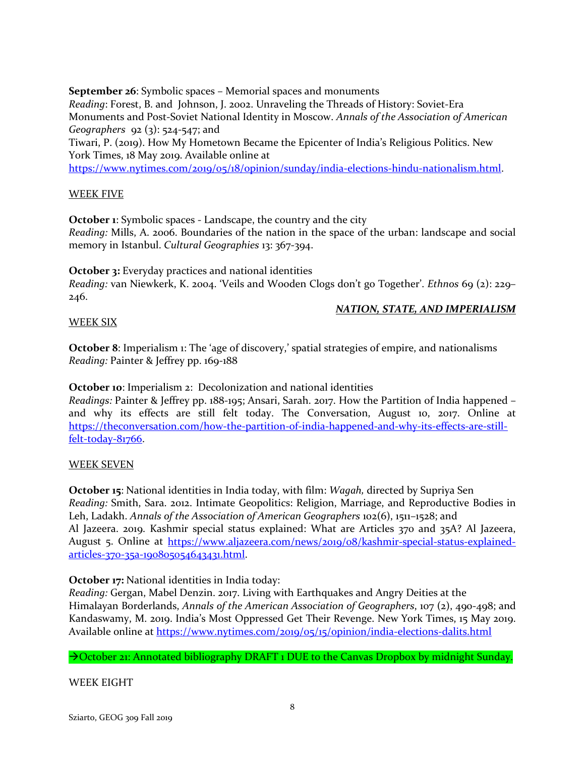**September 26**: Symbolic spaces – Memorial spaces and monuments
*Reading*: Forest, B. and Johnson, J. 2002. Unraveling the Threads of History: Soviet-Era Monuments and Post-Soviet National Identity in Moscow. *Annals of the Association of American Geographers* 92 (3): 524-547; and
Tiwari, P. (2019). How My Hometown Became the Epicenter of India's Religious Politics. New York Times, 18 May 2019. Available online at
https://www.nytimes.com/2019/05/18/opinion/sunday/india-elections-hindu-nationalism.html.

WEEK FIVE

**October 1**: Symbolic spaces - Landscape, the country and the city
*Reading:* Mills, A. 2006. Boundaries of the nation in the space of the urban: landscape and social memory in Istanbul. *Cultural Geographies* 13: 367-394.

**October 3:** Everyday practices and national identities
*Reading:* van Niewkerk, K. 2004. 'Veils and Wooden Clogs don't go Together'. *Ethnos* 69 (2): 229–246.

***NATION, STATE, AND IMPERIALISM***

WEEK SIX

**October 8**: Imperialism 1: The 'age of discovery,' spatial strategies of empire, and nationalisms
*Reading:* Painter & Jeffrey pp. 169-188

**October 10**: Imperialism 2: Decolonization and national identities
*Readings:* Painter & Jeffrey pp. 188-195; Ansari, Sarah. 2017. How the Partition of India happened – and why its effects are still felt today. The Conversation, August 10, 2017. Online at https://theconversation.com/how-the-partition-of-india-happened-and-why-its-effects-are-still-felt-today-81766.

WEEK SEVEN

**October 15**: National identities in India today, with film: *Wagah,* directed by Supriya Sen
*Reading:* Smith, Sara. 2012. Intimate Geopolitics: Religion, Marriage, and Reproductive Bodies in Leh, Ladakh. *Annals of the Association of American Geographers* 102(6), 1511–1528; and
Al Jazeera. 2019. Kashmir special status explained: What are Articles 370 and 35A? Al Jazeera, August 5. Online at https://www.aljazeera.com/news/2019/08/kashmir-special-status-explained-articles-370-35a-190805054643431.html.

**October 17:** National identities in India today:
*Reading:* Gergan, Mabel Denzin. 2017. Living with Earthquakes and Angry Deities at the Himalayan Borderlands, *Annals of the American Association of Geographers*, 107 (2), 490-498; and
Kandaswamy, M. 2019. India's Most Oppressed Get Their Revenge. New York Times, 15 May 2019. Available online at https://www.nytimes.com/2019/05/15/opinion/india-elections-dalits.html

→October 21: Annotated bibliography DRAFT 1 DUE to the Canvas Dropbox by midnight Sunday.

WEEK EIGHT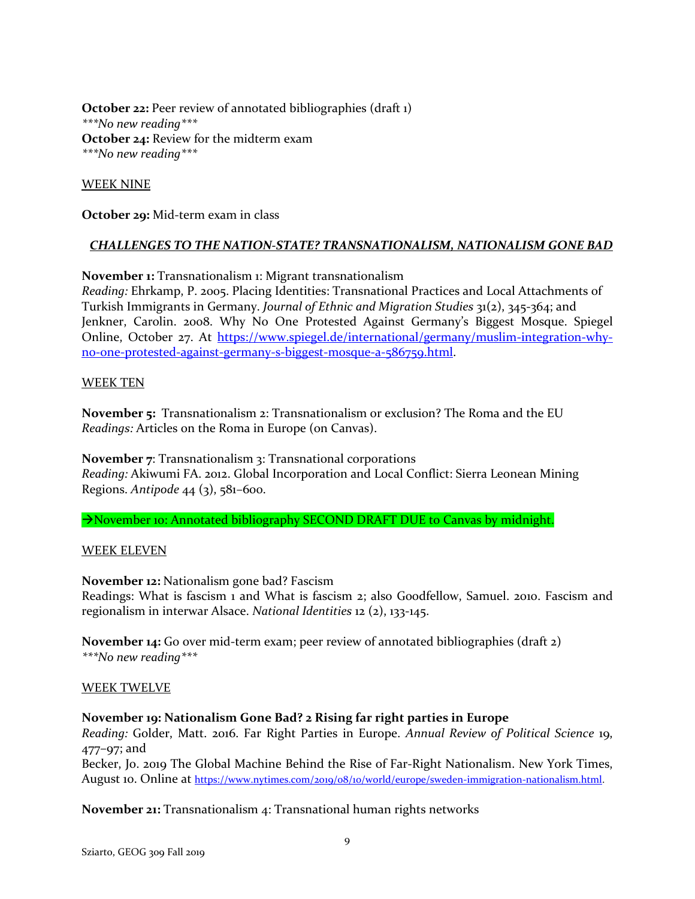**October 22:** Peer review of annotated bibliographies (draft 1)
*\*\*\*No new reading\*\*\**
**October 24:** Review for the midterm exam
*\*\*\*No new reading\*\*\**

WEEK NINE

**October 29:** Mid-term exam in class

***CHALLENGES TO THE NATION-STATE? TRANSNATIONALISM, NATIONALISM GONE BAD***

**November 1:** Transnationalism 1: Migrant transnationalism
*Reading:* Ehrkamp, P. 2005. Placing Identities: Transnational Practices and Local Attachments of Turkish Immigrants in Germany. *Journal of Ethnic and Migration Studies* 31(2), 345-364; and Jenkner, Carolin. 2008. Why No One Protested Against Germany's Biggest Mosque. Spiegel Online, October 27. At https://www.spiegel.de/international/germany/muslim-integration-why-no-one-protested-against-germany-s-biggest-mosque-a-586759.html.

WEEK TEN

**November 5:** Transnationalism 2: Transnationalism or exclusion? The Roma and the EU
*Readings:* Articles on the Roma in Europe (on Canvas).

**November 7**: Transnationalism 3: Transnational corporations
*Reading:* Akiwumi FA. 2012. Global Incorporation and Local Conflict: Sierra Leonean Mining Regions. *Antipode* 44 (3), 581–600.

→November 10: Annotated bibliography SECOND DRAFT DUE to Canvas by midnight.

WEEK ELEVEN

**November 12:** Nationalism gone bad? Fascism
Readings: What is fascism 1 and What is fascism 2; also Goodfellow, Samuel. 2010. Fascism and regionalism in interwar Alsace. *National Identities* 12 (2), 133-145.

**November 14:** Go over mid-term exam; peer review of annotated bibliographies (draft 2)
*\*\*\*No new reading\*\*\**

WEEK TWELVE

**November 19: Nationalism Gone Bad? 2 Rising far right parties in Europe**
*Reading:* Golder, Matt. 2016. Far Right Parties in Europe. *Annual Review of Political Science* 19, 477–97; and
Becker, Jo. 2019 The Global Machine Behind the Rise of Far-Right Nationalism. New York Times, August 10. Online at https://www.nytimes.com/2019/08/10/world/europe/sweden-immigration-nationalism.html.

**November 21:** Transnationalism 4: Transnational human rights networks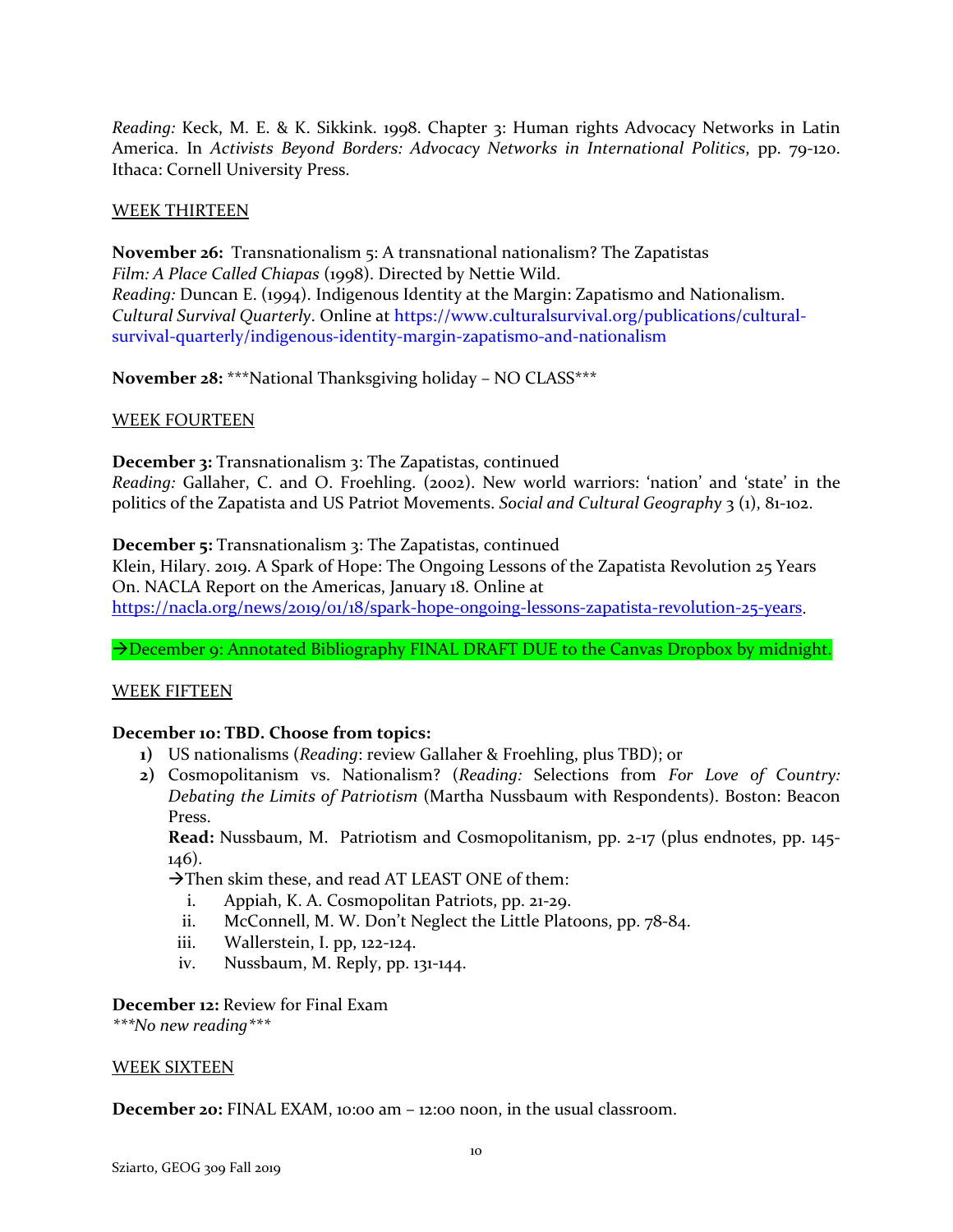*Reading:* Keck, M. E. & K. Sikkink. 1998. Chapter 3: Human rights Advocacy Networks in Latin America. In *Activists Beyond Borders: Advocacy Networks in International Politics*, pp. 79-120. Ithaca: Cornell University Press.

WEEK THIRTEEN

**November 26:** Transnationalism 5: A transnational nationalism? The Zapatistas
*Film: A Place Called Chiapas* (1998). Directed by Nettie Wild.
*Reading:* Duncan E. (1994). Indigenous Identity at the Margin: Zapatismo and Nationalism. *Cultural Survival Quarterly*. Online at https://www.culturalsurvival.org/publications/cultural-survival-quarterly/indigenous-identity-margin-zapatismo-and-nationalism

**November 28:** ***National Thanksgiving holiday – NO CLASS***

WEEK FOURTEEN

**December 3:** Transnationalism 3: The Zapatistas, continued
*Reading:* Gallaher, C. and O. Froehling. (2002). New world warriors: 'nation' and 'state' in the politics of the Zapatista and US Patriot Movements. *Social and Cultural Geography* 3 (1), 81-102.

**December 5:** Transnationalism 3: The Zapatistas, continued
Klein, Hilary. 2019. A Spark of Hope: The Ongoing Lessons of the Zapatista Revolution 25 Years On. NACLA Report on the Americas, January 18. Online at https://nacla.org/news/2019/01/18/spark-hope-ongoing-lessons-zapatista-revolution-25-years.

→December 9: Annotated Bibliography FINAL DRAFT DUE to the Canvas Dropbox by midnight.

WEEK FIFTEEN

**December 10: TBD. Choose from topics:**

1) US nationalisms (*Reading*: review Gallaher & Froehling, plus TBD); or
2) Cosmopolitanism vs. Nationalism? (*Reading:* Selections from *For Love of Country: Debating the Limits of Patriotism* (Martha Nussbaum with Respondents). Boston: Beacon Press.
   **Read:** Nussbaum, M. Patriotism and Cosmopolitanism, pp. 2-17 (plus endnotes, pp. 145-146).
   →Then skim these, and read AT LEAST ONE of them:
   i. Appiah, K. A. Cosmopolitan Patriots, pp. 21-29.
   ii. McConnell, M. W. Don't Neglect the Little Platoons, pp. 78-84.
   iii. Wallerstein, I. pp, 122-124.
   iv. Nussbaum, M. Reply, pp. 131-144.

**December 12:** Review for Final Exam
****No new reading****

WEEK SIXTEEN

**December 20:** FINAL EXAM, 10:00 am – 12:00 noon, in the usual classroom.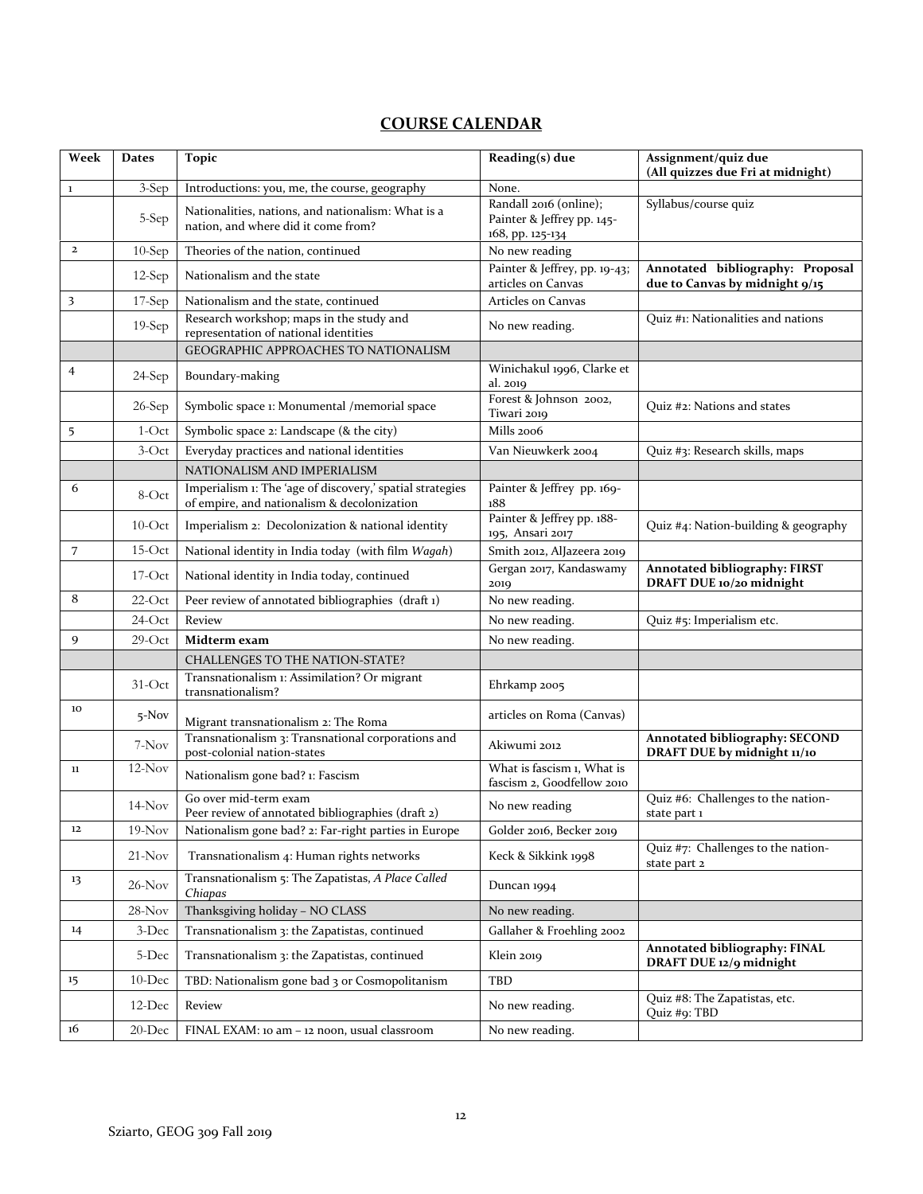# COURSE CALENDAR

| Week | Dates | Topic | Reading(s) due | Assignment/quiz due **(All quizzes due Fri at midnight)** |
|---|---|---|---|---|
| 1 | 3-Sep | Introductions: you, me, the course, geography | None. | |
| | 5-Sep | Nationalities, nations, and nationalism: What is a nation, and where did it come from? | Randall 2016 (online); Painter & Jeffrey pp. 145-168, pp. 125-134 | Syllabus/course quiz |
| 2 | 10-Sep | Theories of the nation, continued | No new reading | |
| | 12-Sep | Nationalism and the state | Painter & Jeffrey, pp. 19-43; articles on Canvas | **Annotated bibliography: Proposal due to Canvas by midnight 9/15** |
| 3 | 17-Sep | Nationalism and the state, continued | Articles on Canvas | |
| | 19-Sep | Research workshop; maps in the study and representation of national identities | No new reading. | Quiz #1: Nationalities and nations |
| | | GEOGRAPHIC APPROACHES TO NATIONALISM | | |
| 4 | 24-Sep | Boundary-making | Winichakul 1996, Clarke et al. 2019 | |
| | 26-Sep | Symbolic space 1: Monumental /memorial space | Forest & Johnson 2002, Tiwari 2019 | Quiz #2: Nations and states |
| 5 | 1-Oct | Symbolic space 2: Landscape (& the city) | Mills 2006 | |
| | 3-Oct | Everyday practices and national identities | Van Nieuwkerk 2004 | Quiz #3: Research skills, maps |
| | | NATIONALISM AND IMPERIALISM | | |
| 6 | 8-Oct | Imperialism 1: The 'age of discovery,' spatial strategies of empire, and nationalism & decolonization | Painter & Jeffrey pp. 169-188 | |
| | 10-Oct | Imperialism 2: Decolonization & national identity | Painter & Jeffrey pp. 188-195, Ansari 2017 | Quiz #4: Nation-building & geography |
| 7 | 15-Oct | National identity in India today (with film *Wagah*) | Smith 2012, AlJazeera 2019 | |
| | 17-Oct | National identity in India today, continued | Gergan 2017, Kandaswamy 2019 | **Annotated bibliography: FIRST DRAFT DUE 10/20 midnight** |
| 8 | 22-Oct | Peer review of annotated bibliographies (draft 1) | No new reading. | |
| | 24-Oct | Review | No new reading. | Quiz #5: Imperialism etc. |
| 9 | 29-Oct | **Midterm exam** | No new reading. | |
| | | CHALLENGES TO THE NATION-STATE? | | |
| | 31-Oct | Transnationalism 1: Assimilation? Or migrant transnationalism? | Ehrkamp 2005 | |
| 10 | 5-Nov | Migrant transnationalism 2: The Roma | articles on Roma (Canvas) | |
| | 7-Nov | Transnationalism 3: Transnational corporations and post-colonial nation-states | Akiwumi 2012 | **Annotated bibliography: SECOND DRAFT DUE by midnight 11/10** |
| 11 | 12-Nov | Nationalism gone bad? 1: Fascism | What is fascism 1, What is fascism 2, Goodfellow 2010 | |
| | 14-Nov | Go over mid-term exam<br>Peer review of annotated bibliographies (draft 2) | No new reading | Quiz #6: Challenges to the nation-state part 1 |
| 12 | 19-Nov | Nationalism gone bad? 2: Far-right parties in Europe | Golder 2016, Becker 2019 | |
| | 21-Nov | Transnationalism 4: Human rights networks | Keck & Sikkink 1998 | Quiz #7: Challenges to the nation-state part 2 |
| 13 | 26-Nov | Transnationalism 5: The Zapatistas, *A Place Called Chiapas* | Duncan 1994 | |
| | 28-Nov | Thanksgiving holiday – NO CLASS | No new reading. | |
| 14 | 3-Dec | Transnationalism 3: the Zapatistas, continued | Gallaher & Froehling 2002 | |
| | 5-Dec | Transnationalism 3: the Zapatistas, continued | Klein 2019 | **Annotated bibliography: FINAL DRAFT DUE 12/9 midnight** |
| 15 | 10-Dec | TBD: Nationalism gone bad 3 or Cosmopolitanism | TBD | |
| | 12-Dec | Review | No new reading. | Quiz #8: The Zapatistas, etc.<br>Quiz #9: TBD |
| 16 | 20-Dec | FINAL EXAM: 10 am – 12 noon, usual classroom | No new reading. | |